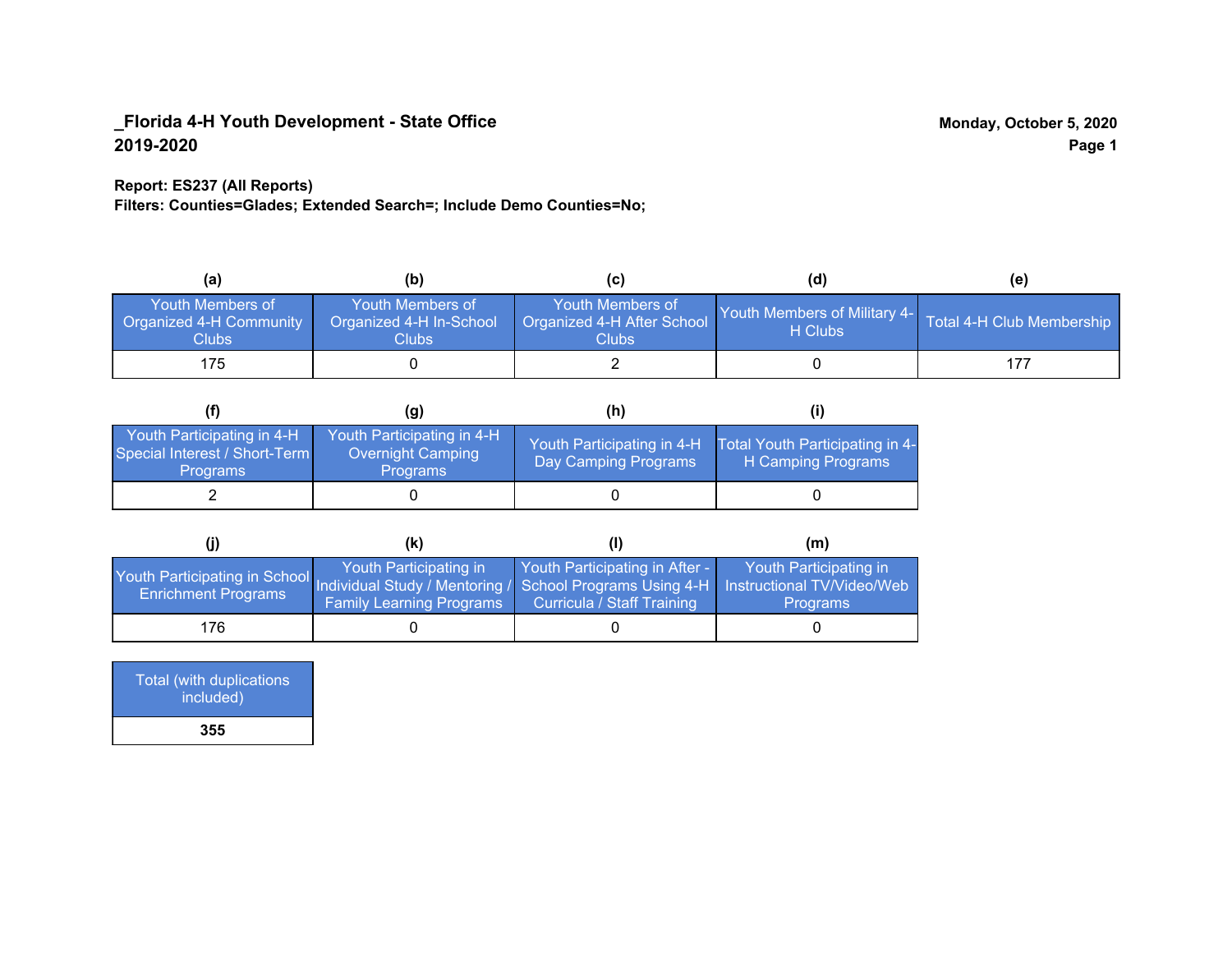**_Florida 4-H Youth Development - State Office**
**2019-2020**

**Monday, October 5, 2020**

**Report: ES237 (All Reports)**
**Filters: Counties=Glades; Extended Search=; Include Demo Counties=No;**

| (a) | (b) | (c) | (d) | (e) |
|---|---|---|---|---|
| Youth Members of Organized 4-H Community Clubs | Youth Members of Organized 4-H In-School Clubs | Youth Members of Organized 4-H After School Clubs | Youth Members of Military 4-H Clubs | Total 4-H Club Membership |
| 175 | 0 | 2 | 0 | 177 |

| (f) | (g) | (h) | (i) |
|---|---|---|---|
| Youth Participating in 4-H Special Interest / Short-Term Programs | Youth Participating in 4-H Overnight Camping Programs | Youth Participating in 4-H Day Camping Programs | Total Youth Participating in 4-H Camping Programs |
| 2 | 0 | 0 | 0 |

| (j) | (k) | (l) | (m) |
|---|---|---|---|
| Youth Participating in School Enrichment Programs | Youth Participating in Individual Study / Mentoring / Family Learning Programs | Youth Participating in After - School Programs Using 4-H Curricula / Staff Training | Youth Participating in Instructional TV/Video/Web Programs |
| 176 | 0 | 0 | 0 |

| Total (with duplications included) |
|---|
| **355** |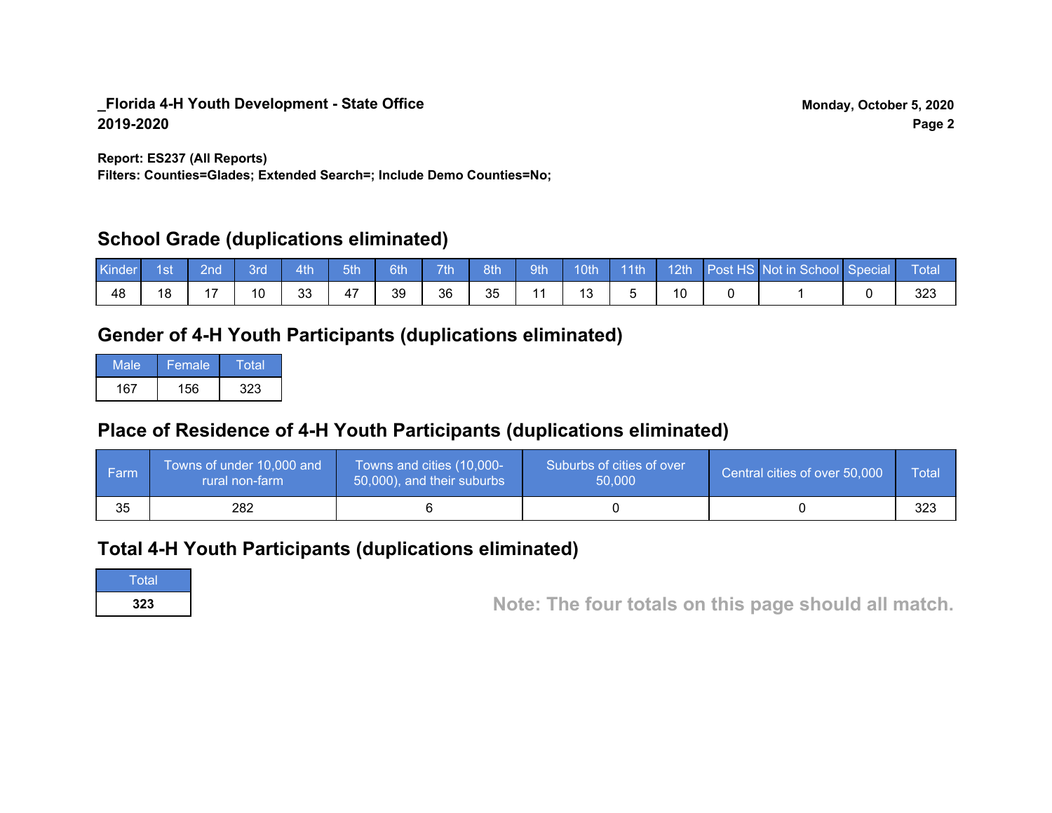**_Florida 4-H Youth Development - State Office**
**2019-2020**

**Monday, October 5, 2020**

**Report: ES237 (All Reports)**
**Filters: Counties=Glades; Extended Search=; Include Demo Counties=No;**

## School Grade (duplications eliminated)

| Kinder | 1st | 2nd | 3rd | 4th | 5th | 6th | 7th | 8th | 9th | 10th | 11th | 12th | Post HS | Not in School | Special | Total |
|---|---|---|---|---|---|---|---|---|---|---|---|---|---|---|---|---|
| 48 | 18 | 17 | 10 | 33 | 47 | 39 | 36 | 35 | 11 | 13 | 5 | 10 | 0 | 1 | 0 | 323 |

## Gender of 4-H Youth Participants (duplications eliminated)

| Male | Female | Total |
|---|---|---|
| 167 | 156 | 323 |

## Place of Residence of 4-H Youth Participants (duplications eliminated)

| Farm | Towns of under 10,000 and rural non-farm | Towns and cities (10,000-50,000), and their suburbs | Suburbs of cities of over 50,000 | Central cities of over 50,000 | Total |
|---|---|---|---|---|---|
| 35 | 282 | 6 | 0 | 0 | 323 |

## Total 4-H Youth Participants (duplications eliminated)

| Total |
|---|
| **323** |

**Note: The four totals on this page should all match.**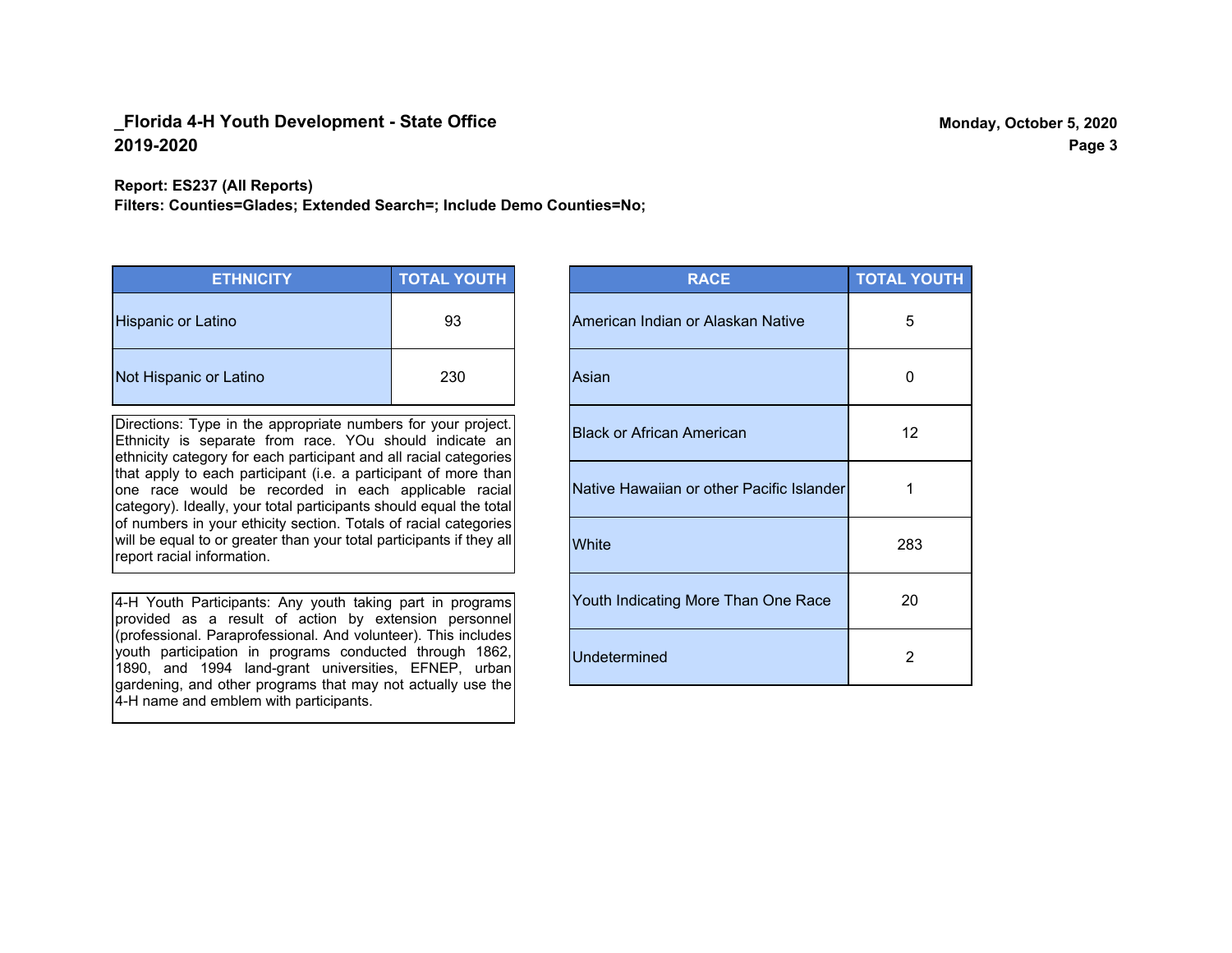**_Florida 4-H Youth Development - State Office**
**2019-2020**

**Monday, October 5, 2020**

**Report: ES237 (All Reports)**
**Filters: Counties=Glades; Extended Search=; Include Demo Counties=No;**

| ETHNICITY | TOTAL YOUTH |
|---|---|
| Hispanic or Latino | 93 |
| Not Hispanic or Latino | 230 |

Directions: Type in the appropriate numbers for your project. Ethnicity is separate from race. YOu should indicate an ethnicity category for each participant and all racial categories that apply to each participant (i.e. a participant of more than one race would be recorded in each applicable racial category). Ideally, your total participants should equal the total of numbers in your ethicity section. Totals of racial categories will be equal to or greater than your total participants if they all report racial information.

4-H Youth Participants: Any youth taking part in programs provided as a result of action by extension personnel (professional. Paraprofessional. And volunteer). This includes youth participation in programs conducted through 1862, 1890, and 1994 land-grant universities, EFNEP, urban gardening, and other programs that may not actually use the 4-H name and emblem with participants.

| RACE | TOTAL YOUTH |
|---|---|
| American Indian or Alaskan Native | 5 |
| Asian | 0 |
| Black or African American | 12 |
| Native Hawaiian or other Pacific Islander | 1 |
| White | 283 |
| Youth Indicating More Than One Race | 20 |
| Undetermined | 2 |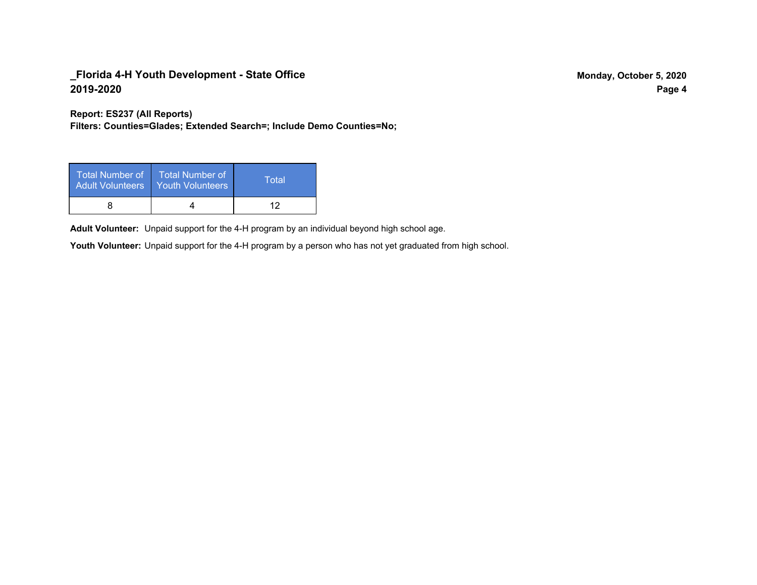**Report: ES237 (All Reports)**
**Filters: Counties=Glades; Extended Search=; Include Demo Counties=No;**

| Total Number of Adult Volunteers | Total Number of Youth Volunteers | Total |
|---|---|---|
| 8 | 4 | 12 |

**Adult Volunteer:** Unpaid support for the 4-H program by an individual beyond high school age.

**Youth Volunteer:** Unpaid support for the 4-H program by a person who has not yet graduated from high school.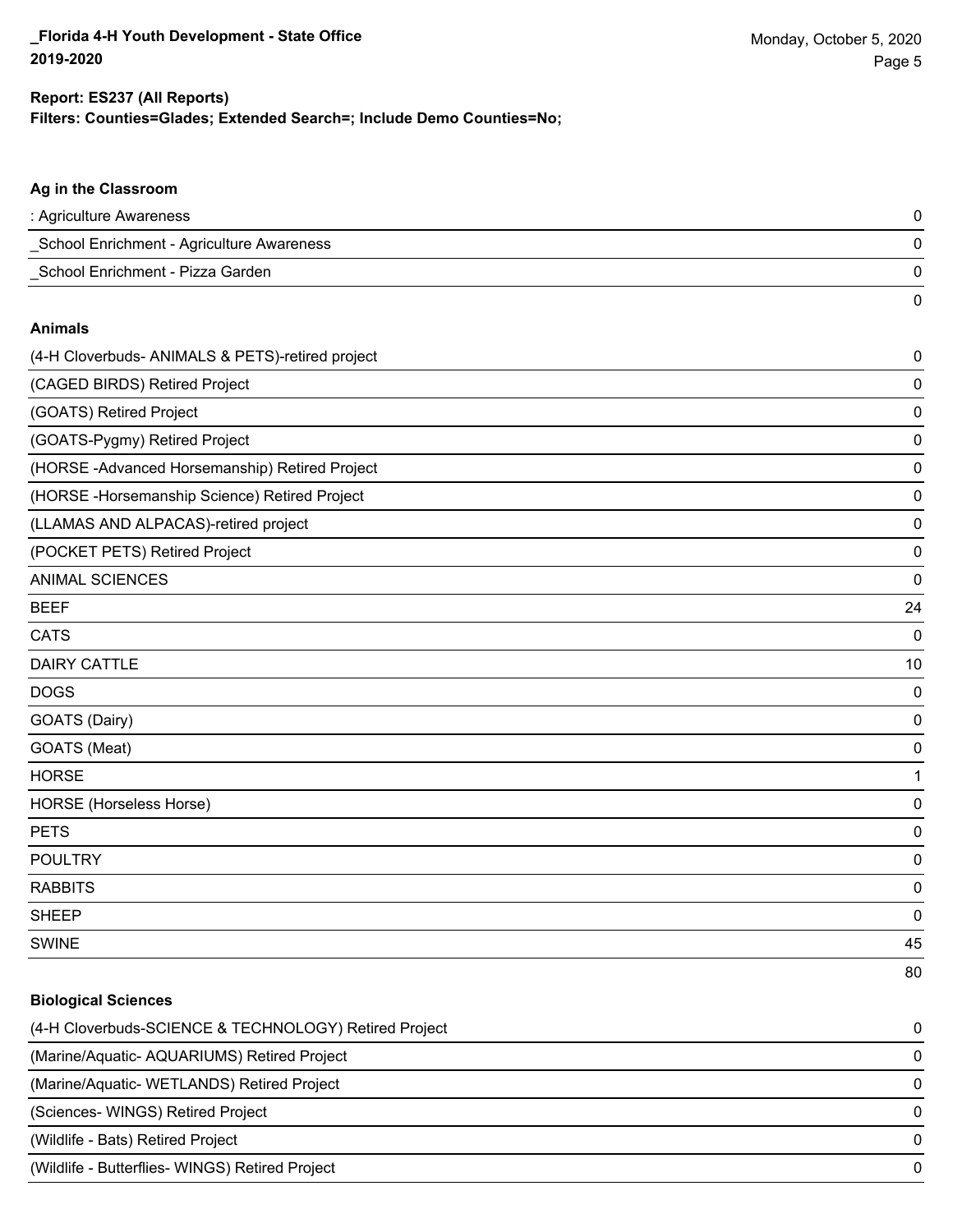**Report: ES237 (All Reports)**
**Filters: Counties=Glades; Extended Search=; Include Demo Counties=No;**

### Ag in the Classroom

| | |
|---|---|
| : Agriculture Awareness | 0 |
| _School Enrichment - Agriculture Awareness | 0 |
| _School Enrichment - Pizza Garden | 0 |
| | 0 |

### Animals

| | |
|---|---|
| (4-H Cloverbuds- ANIMALS & PETS)-retired project | 0 |
| (CAGED BIRDS) Retired Project | 0 |
| (GOATS) Retired Project | 0 |
| (GOATS-Pygmy) Retired Project | 0 |
| (HORSE -Advanced Horsemanship) Retired Project | 0 |
| (HORSE -Horsemanship Science) Retired Project | 0 |
| (LLAMAS AND ALPACAS)-retired project | 0 |
| (POCKET PETS) Retired Project | 0 |
| ANIMAL SCIENCES | 0 |
| BEEF | 24 |
| CATS | 0 |
| DAIRY CATTLE | 10 |
| DOGS | 0 |
| GOATS (Dairy) | 0 |
| GOATS (Meat) | 0 |
| HORSE | 1 |
| HORSE (Horseless Horse) | 0 |
| PETS | 0 |
| POULTRY | 0 |
| RABBITS | 0 |
| SHEEP | 0 |
| SWINE | 45 |
| | 80 |

### Biological Sciences

| | |
|---|---|
| (4-H Cloverbuds-SCIENCE & TECHNOLOGY) Retired Project | 0 |
| (Marine/Aquatic- AQUARIUMS) Retired Project | 0 |
| (Marine/Aquatic- WETLANDS) Retired Project | 0 |
| (Sciences- WINGS) Retired Project | 0 |
| (Wildlife - Bats) Retired Project | 0 |
| (Wildlife - Butterflies- WINGS) Retired Project | 0 |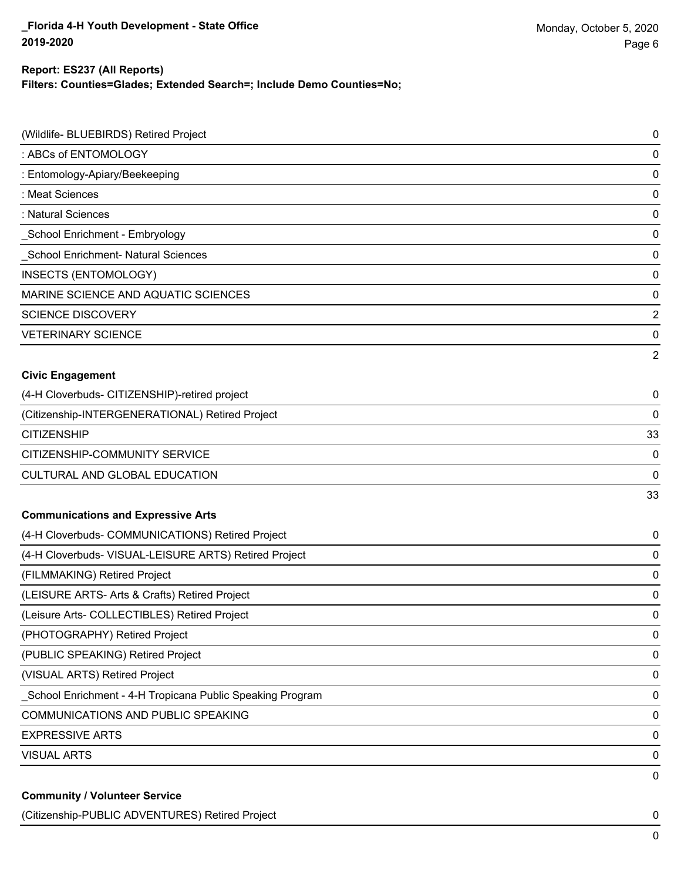**Report: ES237 (All Reports)**
**Filters: Counties=Glades; Extended Search=; Include Demo Counties=No;**

| | |
|---|---|
| (Wildlife- BLUEBIRDS) Retired Project | 0 |
| : ABCs of ENTOMOLOGY | 0 |
| : Entomology-Apiary/Beekeeping | 0 |
| : Meat Sciences | 0 |
| : Natural Sciences | 0 |
| _School Enrichment - Embryology | 0 |
| _School Enrichment- Natural Sciences | 0 |
| INSECTS (ENTOMOLOGY) | 0 |
| MARINE SCIENCE AND AQUATIC SCIENCES | 0 |
| SCIENCE DISCOVERY | 2 |
| VETERINARY SCIENCE | 0 |
| | 2 |

**Civic Engagement**

| | |
|---|---|
| (4-H Cloverbuds- CITIZENSHIP)-retired project | 0 |
| (Citizenship-INTERGENERATIONAL) Retired Project | 0 |
| CITIZENSHIP | 33 |
| CITIZENSHIP-COMMUNITY SERVICE | 0 |
| CULTURAL AND GLOBAL EDUCATION | 0 |
| | 33 |

**Communications and Expressive Arts**

| | |
|---|---|
| (4-H Cloverbuds- COMMUNICATIONS) Retired Project | 0 |
| (4-H Cloverbuds- VISUAL-LEISURE ARTS) Retired Project | 0 |
| (FILMMAKING) Retired Project | 0 |
| (LEISURE ARTS- Arts & Crafts) Retired Project | 0 |
| (Leisure Arts- COLLECTIBLES) Retired Project | 0 |
| (PHOTOGRAPHY) Retired Project | 0 |
| (PUBLIC SPEAKING) Retired Project | 0 |
| (VISUAL ARTS) Retired Project | 0 |
| _School Enrichment - 4-H Tropicana Public Speaking Program | 0 |
| COMMUNICATIONS AND PUBLIC SPEAKING | 0 |
| EXPRESSIVE ARTS | 0 |
| VISUAL ARTS | 0 |
| | 0 |

**Community / Volunteer Service**

| | |
|---|---|
| (Citizenship-PUBLIC ADVENTURES) Retired Project | 0 |
| | 0 |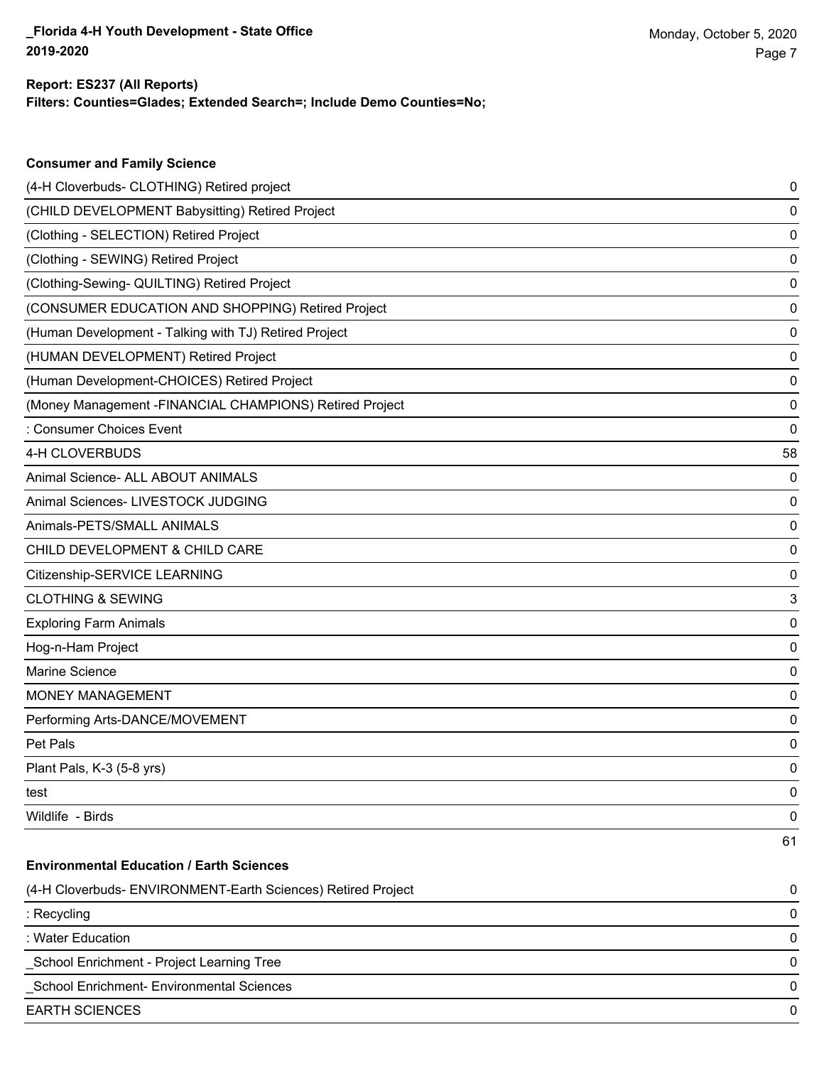**Report: ES237 (All Reports)**
**Filters: Counties=Glades; Extended Search=; Include Demo Counties=No;**

### Consumer and Family Science

| | |
|---|---|
| (4-H Cloverbuds- CLOTHING) Retired project | 0 |
| (CHILD DEVELOPMENT Babysitting) Retired Project | 0 |
| (Clothing - SELECTION) Retired Project | 0 |
| (Clothing - SEWING) Retired Project | 0 |
| (Clothing-Sewing- QUILTING) Retired Project | 0 |
| (CONSUMER EDUCATION AND SHOPPING) Retired Project | 0 |
| (Human Development - Talking with TJ) Retired Project | 0 |
| (HUMAN DEVELOPMENT) Retired Project | 0 |
| (Human Development-CHOICES) Retired Project | 0 |
| (Money Management -FINANCIAL CHAMPIONS) Retired Project | 0 |
| : Consumer Choices Event | 0 |
| 4-H CLOVERBUDS | 58 |
| Animal Science- ALL ABOUT ANIMALS | 0 |
| Animal Sciences- LIVESTOCK JUDGING | 0 |
| Animals-PETS/SMALL ANIMALS | 0 |
| CHILD DEVELOPMENT & CHILD CARE | 0 |
| Citizenship-SERVICE LEARNING | 0 |
| CLOTHING & SEWING | 3 |
| Exploring Farm Animals | 0 |
| Hog-n-Ham Project | 0 |
| Marine Science | 0 |
| MONEY MANAGEMENT | 0 |
| Performing Arts-DANCE/MOVEMENT | 0 |
| Pet Pals | 0 |
| Plant Pals, K-3 (5-8 yrs) | 0 |
| test | 0 |
| Wildlife - Birds | 0 |
| | 61 |

### Environmental Education / Earth Sciences

| | |
|---|---|
| (4-H Cloverbuds- ENVIRONMENT-Earth Sciences) Retired Project | 0 |
| : Recycling | 0 |
| : Water Education | 0 |
| _School Enrichment - Project Learning Tree | 0 |
| _School Enrichment- Environmental Sciences | 0 |
| EARTH SCIENCES | 0 |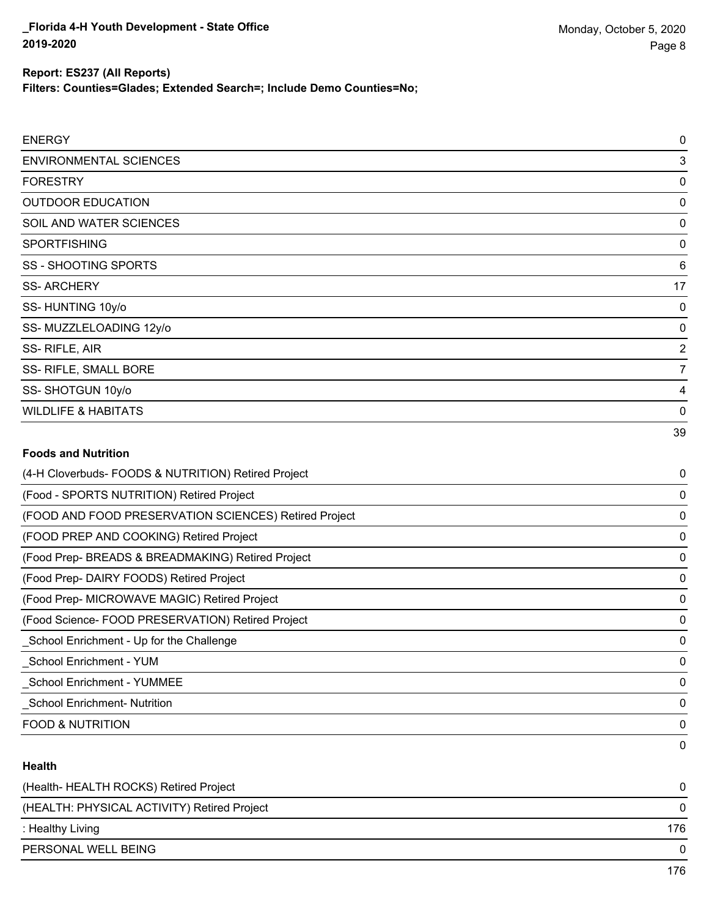| | |
|---|---|
| ENERGY | 0 |
| ENVIRONMENTAL SCIENCES | 3 |
| FORESTRY | 0 |
| OUTDOOR EDUCATION | 0 |
| SOIL AND WATER SCIENCES | 0 |
| SPORTFISHING | 0 |
| SS - SHOOTING SPORTS | 6 |
| SS- ARCHERY | 17 |
| SS- HUNTING 10y/o | 0 |
| SS- MUZZLELOADING 12y/o | 0 |
| SS- RIFLE, AIR | 2 |
| SS- RIFLE, SMALL BORE | 7 |
| SS- SHOTGUN 10y/o | 4 |
| WILDLIFE & HABITATS | 0 |
| | 39 |

**Foods and Nutrition**

| | |
|---|---|
| (4-H Cloverbuds- FOODS & NUTRITION) Retired Project | 0 |
| (Food - SPORTS NUTRITION) Retired Project | 0 |
| (FOOD AND FOOD PRESERVATION SCIENCES) Retired Project | 0 |
| (FOOD PREP AND COOKING) Retired Project | 0 |
| (Food Prep- BREADS & BREADMAKING) Retired Project | 0 |
| (Food Prep- DAIRY FOODS) Retired Project | 0 |
| (Food Prep- MICROWAVE MAGIC) Retired Project | 0 |
| (Food Science- FOOD PRESERVATION) Retired Project | 0 |
| _School Enrichment - Up for the Challenge | 0 |
| _School Enrichment - YUM | 0 |
| _School Enrichment - YUMMEE | 0 |
| _School Enrichment- Nutrition | 0 |
| FOOD & NUTRITION | 0 |
| | 0 |

**Health**

| | |
|---|---|
| (Health- HEALTH ROCKS) Retired Project | 0 |
| (HEALTH: PHYSICAL ACTIVITY) Retired Project | 0 |
| : Healthy Living | 176 |
| PERSONAL WELL BEING | 0 |
| | 176 |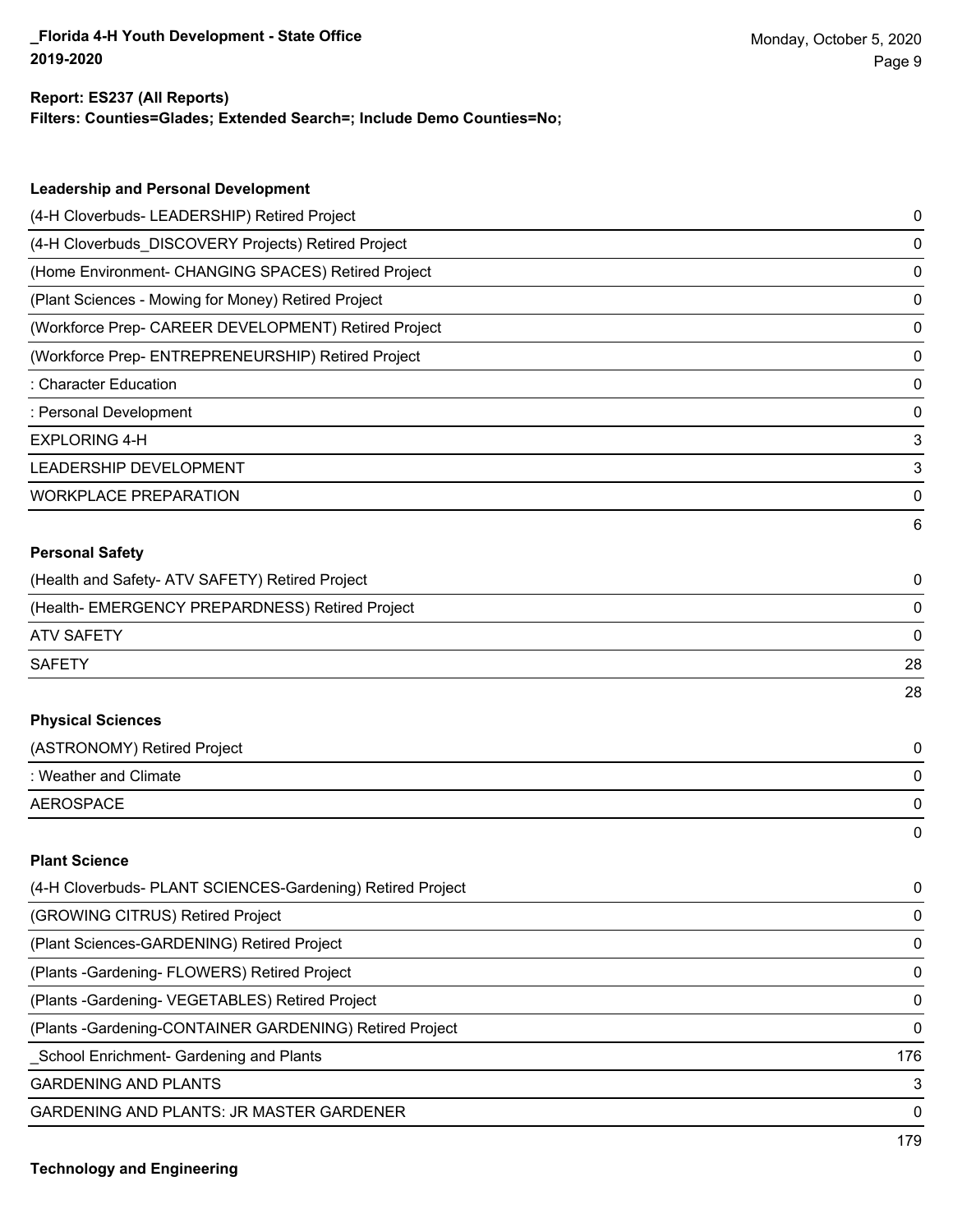**Report: ES237 (All Reports)**
**Filters: Counties=Glades; Extended Search=; Include Demo Counties=No;**

### Leadership and Personal Development

| | |
|---|---|
| (4-H Cloverbuds- LEADERSHIP) Retired Project | 0 |
| (4-H Cloverbuds_DISCOVERY Projects) Retired Project | 0 |
| (Home Environment- CHANGING SPACES) Retired Project | 0 |
| (Plant Sciences - Mowing for Money) Retired Project | 0 |
| (Workforce Prep- CAREER DEVELOPMENT) Retired Project | 0 |
| (Workforce Prep- ENTREPRENEURSHIP) Retired Project | 0 |
| : Character Education | 0 |
| : Personal Development | 0 |
| EXPLORING 4-H | 3 |
| LEADERSHIP DEVELOPMENT | 3 |
| WORKPLACE PREPARATION | 0 |
| | 6 |

### Personal Safety

| | |
|---|---|
| (Health and Safety- ATV SAFETY) Retired Project | 0 |
| (Health- EMERGENCY PREPARDNESS) Retired Project | 0 |
| ATV SAFETY | 0 |
| SAFETY | 28 |
| | 28 |

### Physical Sciences

| | |
|---|---|
| (ASTRONOMY) Retired Project | 0 |
| : Weather and Climate | 0 |
| AEROSPACE | 0 |
| | 0 |

### Plant Science

| | |
|---|---|
| (4-H Cloverbuds- PLANT SCIENCES-Gardening) Retired Project | 0 |
| (GROWING CITRUS) Retired Project | 0 |
| (Plant Sciences-GARDENING) Retired Project | 0 |
| (Plants -Gardening- FLOWERS) Retired Project | 0 |
| (Plants -Gardening- VEGETABLES) Retired Project | 0 |
| (Plants -Gardening-CONTAINER GARDENING) Retired Project | 0 |
| _School Enrichment- Gardening and Plants | 176 |
| GARDENING AND PLANTS | 3 |
| GARDENING AND PLANTS: JR MASTER GARDENER | 0 |
| | 179 |

### Technology and Engineering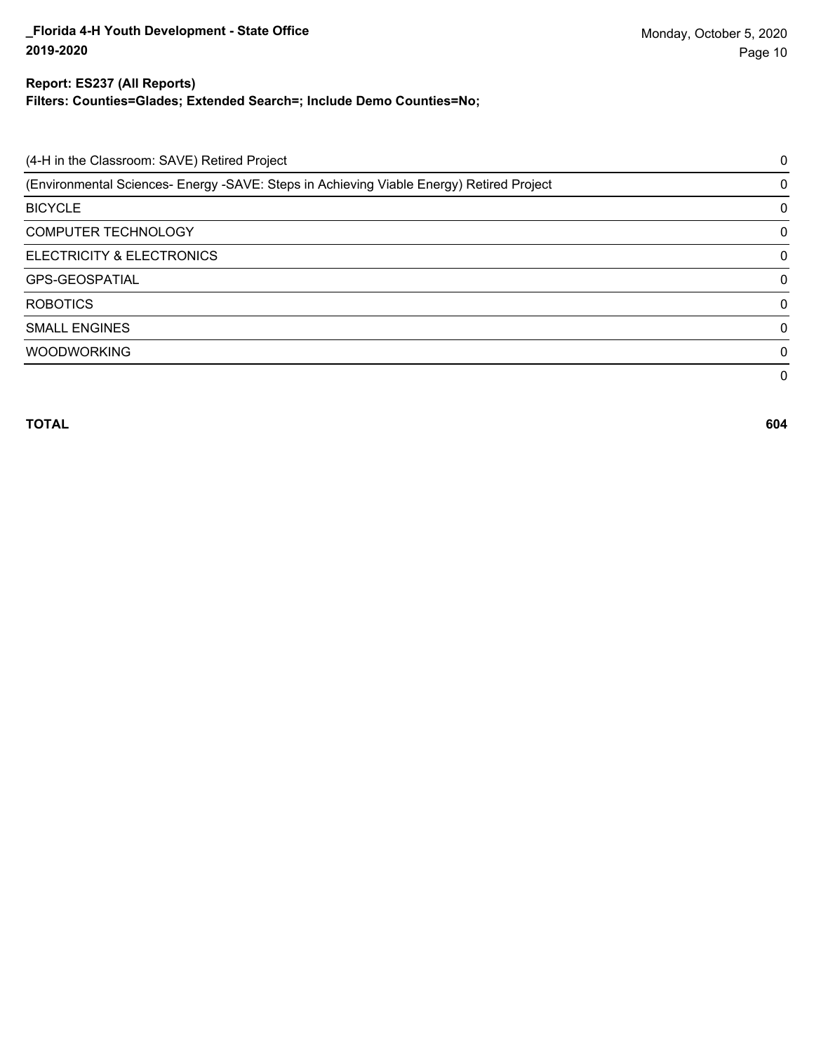**Report: ES237 (All Reports)**
**Filters: Counties=Glades; Extended Search=; Include Demo Counties=No;**

| | |
|---|---|
| (4-H in the Classroom: SAVE) Retired Project | 0 |
| (Environmental Sciences- Energy -SAVE: Steps in Achieving Viable Energy) Retired Project | 0 |
| BICYCLE | 0 |
| COMPUTER TECHNOLOGY | 0 |
| ELECTRICITY & ELECTRONICS | 0 |
| GPS-GEOSPATIAL | 0 |
| ROBOTICS | 0 |
| SMALL ENGINES | 0 |
| WOODWORKING | 0 |
| | 0 |

**TOTAL** **604**